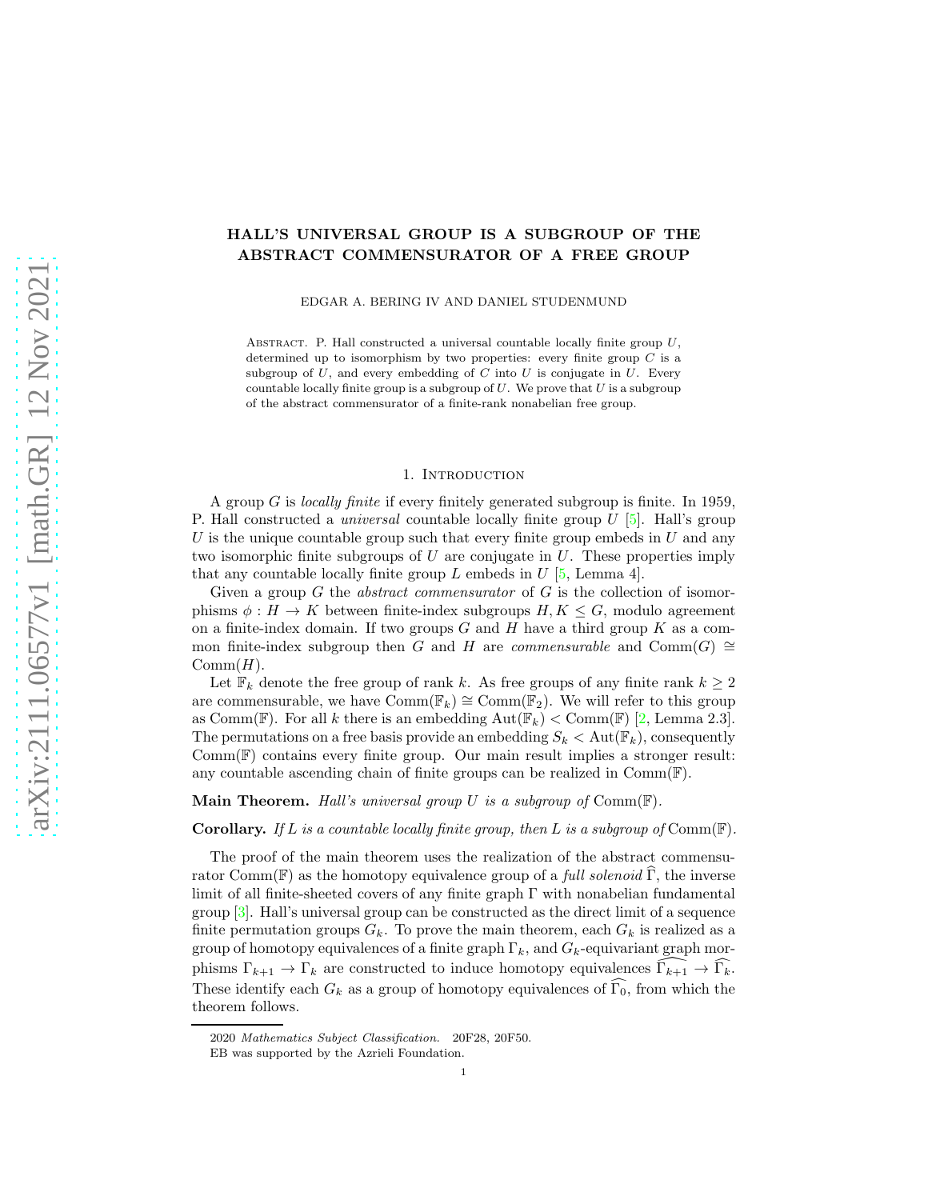# HALL'S UNIVERSAL GROUP IS A SUBGROUP OF THE ABSTRACT COMMENSURATOR OF A FREE GROUP

EDGAR A. BERING IV AND DANIEL STUDENMUND

Abstract. P. Hall constructed a universal countable locally finite group $U$, determined up to isomorphism by two properties: every finite group $C$ is a subgroup of $U$, and every embedding of $C$ into $U$ is conjugate in $U$. Every countable locally finite group is a subgroup of $U$. We prove that $U$ is a subgroup of the abstract commensurator of a finite-rank nonabelian free group.

## 1. Introduction

A group $G$ is *locally finite* if every finitely generated subgroup is finite. In 1959, P. Hall constructed a *universal* countable locally finite group $U$ [5]. Hall's group $U$ is the unique countable group such that every finite group embeds in $U$ and any two isomorphic finite subgroups of $U$ are conjugate in $U$. These properties imply that any countable locally finite group $L$ embeds in $U$ [5, Lemma 4].

Given a group $G$ the *abstract commensurator* of $G$ is the collection of isomorphisms $\phi : H \to K$ between finite-index subgroups $H, K \leq G$, modulo agreement on a finite-index domain. If two groups $G$ and $H$ have a third group $K$ as a common finite-index subgroup then $G$ and $H$ are *commensurable* and $\mathrm{Comm}(G) \cong \mathrm{Comm}(H)$.

Let $\mathbb{F}_k$ denote the free group of rank $k$. As free groups of any finite rank $k \geq 2$ are commensurable, we have $\mathrm{Comm}(\mathbb{F}_k) \cong \mathrm{Comm}(\mathbb{F}_2)$. We will refer to this group as $\mathrm{Comm}(\mathbb{F})$. For all $k$ there is an embedding $\mathrm{Aut}(\mathbb{F}_k) < \mathrm{Comm}(\mathbb{F})$ [2, Lemma 2.3]. The permutations on a free basis provide an embedding $S_k < \mathrm{Aut}(\mathbb{F}_k)$, consequently $\mathrm{Comm}(\mathbb{F})$ contains every finite group. Our main result implies a stronger result: any countable ascending chain of finite groups can be realized in $\mathrm{Comm}(\mathbb{F})$.

**Main Theorem.** *Hall's universal group $U$ is a subgroup of $\mathrm{Comm}(\mathbb{F})$.*

**Corollary.** *If $L$ is a countable locally finite group, then $L$ is a subgroup of $\mathrm{Comm}(\mathbb{F})$.*

The proof of the main theorem uses the realization of the abstract commensurator $\mathrm{Comm}(\mathbb{F})$ as the homotopy equivalence group of a *full solenoid* $\widehat{\Gamma}$, the inverse limit of all finite-sheeted covers of any finite graph $\Gamma$ with nonabelian fundamental group [3]. Hall's universal group can be constructed as the direct limit of a sequence finite permutation groups $G_k$. To prove the main theorem, each $G_k$ is realized as a group of homotopy equivalences of a finite graph $\Gamma_k$, and $G_k$-equivariant graph morphisms $\Gamma_{k+1} \to \Gamma_k$ are constructed to induce homotopy equivalences $\widehat{\Gamma_{k+1}} \to \widehat{\Gamma_k}$. These identify each $G_k$ as a group of homotopy equivalences of $\widehat{\Gamma_0}$, from which the theorem follows.

2020 *Mathematics Subject Classification.* 20F28, 20F50.

EB was supported by the Azrieli Foundation.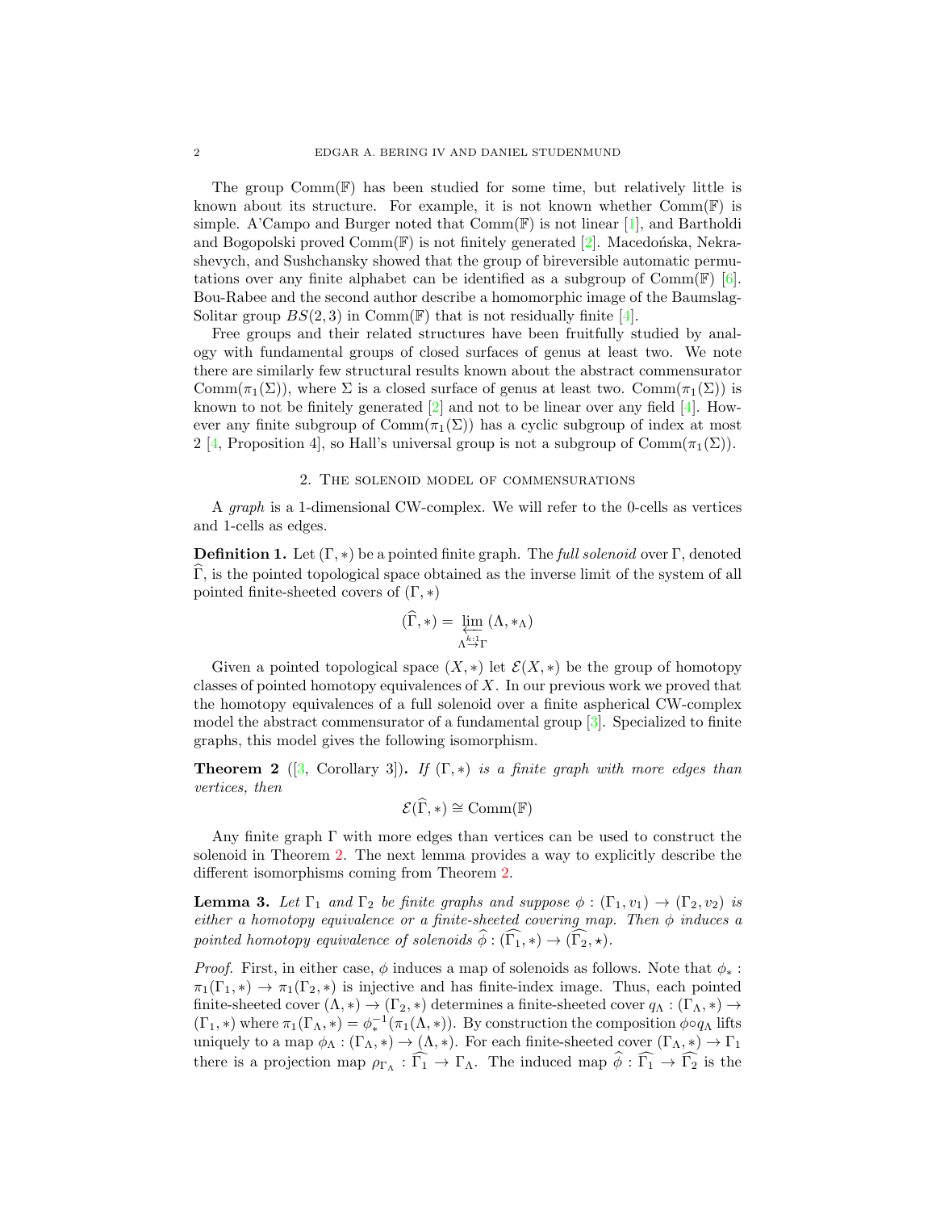The group $\mathrm{Comm}(\mathbb{F})$ has been studied for some time, but relatively little is known about its structure. For example, it is not known whether $\mathrm{Comm}(\mathbb{F})$ is simple. A'Campo and Burger noted that $\mathrm{Comm}(\mathbb{F})$ is not linear [1], and Bartholdi and Bogopolski proved $\mathrm{Comm}(\mathbb{F})$ is not finitely generated [2]. Macedońska, Nekrashevych, and Sushchansky showed that the group of bireversible automatic permutations over any finite alphabet can be identified as a subgroup of $\mathrm{Comm}(\mathbb{F})$ [6]. Bou-Rabee and the second author describe a homomorphic image of the Baumslag-Solitar group $BS(2,3)$ in $\mathrm{Comm}(\mathbb{F})$ that is not residually finite [4].

Free groups and their related structures have been fruitfully studied by analogy with fundamental groups of closed surfaces of genus at least two. We note there are similarly few structural results known about the abstract commensurator $\mathrm{Comm}(\pi_1(\Sigma))$, where $\Sigma$ is a closed surface of genus at least two. $\mathrm{Comm}(\pi_1(\Sigma))$ is known to not be finitely generated [2] and not to be linear over any field [4]. However any finite subgroup of $\mathrm{Comm}(\pi_1(\Sigma))$ has a cyclic subgroup of index at most 2 [4, Proposition 4], so Hall's universal group is not a subgroup of $\mathrm{Comm}(\pi_1(\Sigma))$.

## 2. The solenoid model of commensurations

A *graph* is a 1-dimensional CW-complex. We will refer to the 0-cells as vertices and 1-cells as edges.

**Definition 1.** Let $(\Gamma, *)$ be a pointed finite graph. The *full solenoid* over $\Gamma$, denoted $\widehat{\Gamma}$, is the pointed topological space obtained as the inverse limit of the system of all pointed finite-sheeted covers of $(\Gamma, *)$

$$(\widehat{\Gamma}, *) = \varprojlim_{\Lambda \overset{k:1}{\to} \Gamma} (\Lambda, *_\Lambda)$$

Given a pointed topological space $(X, *)$ let $\mathcal{E}(X, *)$ be the group of homotopy classes of pointed homotopy equivalences of $X$. In our previous work we proved that the homotopy equivalences of a full solenoid over a finite aspherical CW-complex model the abstract commensurator of a fundamental group [3]. Specialized to finite graphs, this model gives the following isomorphism.

**Theorem 2** ([3, Corollary 3])**.** *If $(\Gamma, *)$ is a finite graph with more edges than vertices, then*

$$\mathcal{E}(\widehat{\Gamma}, *) \cong \mathrm{Comm}(\mathbb{F})$$

Any finite graph $\Gamma$ with more edges than vertices can be used to construct the solenoid in Theorem 2. The next lemma provides a way to explicitly describe the different isomorphisms coming from Theorem 2.

**Lemma 3.** *Let $\Gamma_1$ and $\Gamma_2$ be finite graphs and suppose $\phi : (\Gamma_1, v_1) \to (\Gamma_2, v_2)$ is either a homotopy equivalence or a finite-sheeted covering map. Then $\phi$ induces a pointed homotopy equivalence of solenoids $\widehat{\phi} : (\widehat{\Gamma_1}, *) \to (\widehat{\Gamma_2}, \star)$.*

*Proof.* First, in either case, $\phi$ induces a map of solenoids as follows. Note that $\phi_* : \pi_1(\Gamma_1, *) \to \pi_1(\Gamma_2, *)$ is injective and has finite-index image. Thus, each pointed finite-sheeted cover $(\Lambda, *) \to (\Gamma_2, *)$ determines a finite-sheeted cover $q_\Lambda : (\Gamma_\Lambda, *) \to (\Gamma_1, *)$ where $\pi_1(\Gamma_\Lambda, *) = \phi_*^{-1}(\pi_1(\Lambda, *))$. By construction the composition $\phi \circ q_\Lambda$ lifts uniquely to a map $\phi_\Lambda : (\Gamma_\Lambda, *) \to (\Lambda, *)$. For each finite-sheeted cover $(\Gamma_\Lambda, *) \to \Gamma_1$ there is a projection map $\rho_{\Gamma_\Lambda} : \widehat{\Gamma_1} \to \Gamma_\Lambda$. The induced map $\widehat{\phi} : \widehat{\Gamma_1} \to \widehat{\Gamma_2}$ is the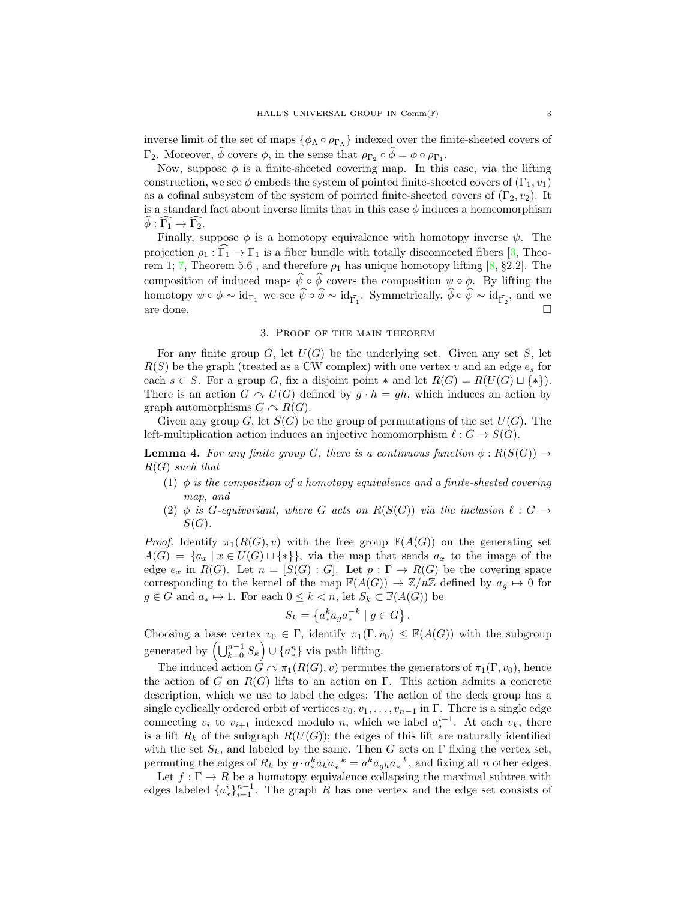inverse limit of the set of maps $\{\phi_\Lambda \circ \rho_{\Gamma_\Lambda}\}$ indexed over the finite-sheeted covers of $\Gamma_2$. Moreover, $\widehat{\phi}$ covers $\phi$, in the sense that $\rho_{\Gamma_2} \circ \widehat{\phi} = \phi \circ \rho_{\Gamma_1}$.

Now, suppose $\phi$ is a finite-sheeted covering map. In this case, via the lifting construction, we see $\phi$ embeds the system of pointed finite-sheeted covers of $(\Gamma_1, v_1)$ as a cofinal subsystem of the system of pointed finite-sheeted covers of $(\Gamma_2, v_2)$. It is a standard fact about inverse limits that in this case $\phi$ induces a homeomorphism $\widehat{\phi} : \widehat{\Gamma_1} \to \widehat{\Gamma_2}$.

Finally, suppose $\phi$ is a homotopy equivalence with homotopy inverse $\psi$. The projection $\rho_1 : \widehat{\Gamma_1} \to \Gamma_1$ is a fiber bundle with totally disconnected fibers [3, Theorem 1; 7, Theorem 5.6], and therefore $\rho_1$ has unique homotopy lifting [8, §2.2]. The composition of induced maps $\widehat{\psi} \circ \widehat{\phi}$ covers the composition $\psi \circ \phi$. By lifting the homotopy $\psi \circ \phi \sim \mathrm{id}_{\Gamma_1}$ we see $\widehat{\psi} \circ \widehat{\phi} \sim \mathrm{id}_{\widehat{\Gamma_1}}$. Symmetrically, $\widehat{\phi} \circ \widehat{\psi} \sim \mathrm{id}_{\widehat{\Gamma_2}}$, and we are done. □

## 3. Proof of the main theorem

For any finite group $G$, let $U(G)$ be the underlying set. Given any set $S$, let $R(S)$ be the graph (treated as a CW complex) with one vertex $v$ and an edge $e_s$ for each $s \in S$. For a group $G$, fix a disjoint point $*$ and let $R(G) = R(U(G) \sqcup \{*\})$. There is an action $G \curvearrowright U(G)$ defined by $g \cdot h = gh$, which induces an action by graph automorphisms $G \curvearrowright R(G)$.

Given any group $G$, let $S(G)$ be the group of permutations of the set $U(G)$. The left-multiplication action induces an injective homomorphism $\ell : G \to S(G)$.

**Lemma 4.** *For any finite group $G$, there is a continuous function $\phi : R(S(G)) \to R(G)$ such that*

1. *$\phi$ is the composition of a homotopy equivalence and a finite-sheeted covering map, and*
2. *$\phi$ is $G$-equivariant, where $G$ acts on $R(S(G))$ via the inclusion $\ell : G \to S(G)$.*

*Proof.* Identify $\pi_1(R(G), v)$ with the free group $\mathbb{F}(A(G))$ on the generating set $A(G) = \{a_x \mid x \in U(G) \sqcup \{*\}\}$, via the map that sends $a_x$ to the image of the edge $e_x$ in $R(G)$. Let $n = [S(G) : G]$. Let $p : \Gamma \to R(G)$ be the covering space corresponding to the kernel of the map $\mathbb{F}(A(G)) \to \mathbb{Z}/n\mathbb{Z}$ defined by $a_g \mapsto 0$ for $g \in G$ and $a_* \mapsto 1$. For each $0 \leq k < n$, let $S_k \subset \mathbb{F}(A(G))$ be

$$S_k = \left\{ a_*^k a_g a_*^{-k} \mid g \in G \right\}.$$

Choosing a base vertex $v_0 \in \Gamma$, identify $\pi_1(\Gamma, v_0) \leq \mathbb{F}(A(G))$ with the subgroup generated by $\left(\bigcup_{k=0}^{n-1} S_k\right) \cup \{a_*^n\}$ via path lifting.

The induced action $G \curvearrowright \pi_1(R(G), v)$ permutes the generators of $\pi_1(\Gamma, v_0)$, hence the action of $G$ on $R(G)$ lifts to an action on $\Gamma$. This action admits a concrete description, which we use to label the edges: The action of the deck group has a single cyclically ordered orbit of vertices $v_0, v_1, \ldots, v_{n-1}$ in $\Gamma$. There is a single edge connecting $v_i$ to $v_{i+1}$ indexed modulo $n$, which we label $a_*^{i+1}$. At each $v_k$, there is a lift $R_k$ of the subgraph $R(U(G))$; the edges of this lift are naturally identified with the set $S_k$, and labeled by the same. Then $G$ acts on $\Gamma$ fixing the vertex set, permuting the edges of $R_k$ by $g \cdot a_*^k a_h a_*^{-k} = a^k a_{gh} a_*^{-k}$, and fixing all $n$ other edges.

Let $f : \Gamma \to R$ be a homotopy equivalence collapsing the maximal subtree with edges labeled $\{a_*^i\}_{i=1}^{n-1}$. The graph $R$ has one vertex and the edge set consists of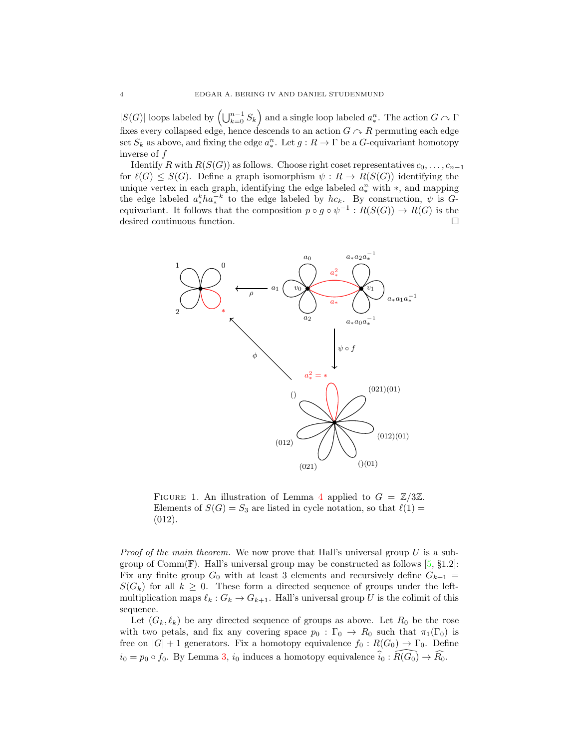$|S(G)|$ loops labeled by $\left(\bigcup_{k=0}^{n-1} S_k\right)$ and a single loop labeled $a_*^n$. The action $G \curvearrowright \Gamma$ fixes every collapsed edge, hence descends to an action $G \curvearrowright R$ permuting each edge set $S_k$ as above, and fixing the edge $a_*^n$. Let $g : R \to \Gamma$ be a $G$-equivariant homotopy inverse of $f$

Identify $R$ with $R(S(G))$ as follows. Choose right coset representatives $c_0, \ldots, c_{n-1}$ for $\ell(G) \leq S(G)$. Define a graph isomorphism $\psi : R \to R(S(G))$ identifying the unique vertex in each graph, identifying the edge labeled $a_*^n$ with $*$, and mapping the edge labeled $a_*^k h a_*^{-k}$ to the edge labeled by $hc_k$. By construction, $\psi$ is $G$-equivariant. It follows that the composition $p \circ g \circ \psi^{-1} : R(S(G)) \to R(G)$ is the desired continuous function. □

Figure 1. An illustration of Lemma 4 applied to $G = \mathbb{Z}/3\mathbb{Z}$. Elements of $S(G) = S_3$ are listed in cycle notation, so that $\ell(1) = (012)$.

*Proof of the main theorem.* We now prove that Hall's universal group $U$ is a subgroup of $\mathrm{Comm}(\mathbb{F})$. Hall's universal group may be constructed as follows [5, §1.2]: Fix any finite group $G_0$ with at least 3 elements and recursively define $G_{k+1} = S(G_k)$ for all $k \geq 0$. These form a directed sequence of groups under the left-multiplication maps $\ell_k : G_k \to G_{k+1}$. Hall's universal group $U$ is the colimit of this sequence.

Let $(G_k, \ell_k)$ be any directed sequence of groups as above. Let $R_0$ be the rose with two petals, and fix any covering space $p_0 : \Gamma_0 \to R_0$ such that $\pi_1(\Gamma_0)$ is free on $|G| + 1$ generators. Fix a homotopy equivalence $f_0 : R(G_0) \to \Gamma_0$. Define $i_0 = p_0 \circ f_0$. By Lemma 3, $i_0$ induces a homotopy equivalence $\widehat{i}_0 : \widehat{R(G_0)} \to \widehat{R}_0$.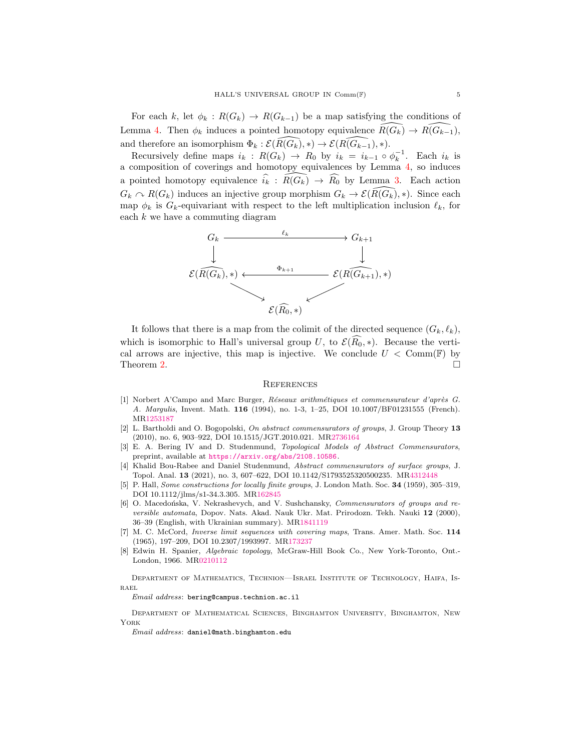For each $k$, let $\phi_k : R(G_k) \to R(G_{k-1})$ be a map satisfying the conditions of Lemma 4. Then $\phi_k$ induces a pointed homotopy equivalence $\widehat{R(G_k)} \to \widehat{R(G_{k-1})}$, and therefore an isomorphism $\Phi_k : \mathcal{E}(\widehat{R(G_k)}, *) \to \mathcal{E}(\widehat{R(G_{k-1})}, *)$.

Recursively define maps $i_k : R(G_k) \to R_0$ by $i_k = i_{k-1} \circ \phi_k^{-1}$. Each $i_k$ is a composition of coverings and homotopy equivalences by Lemma 4, so induces a pointed homotopy equivalence $\widehat{i_k} : \widehat{R(G_k)} \to \widehat{R_0}$ by Lemma 3. Each action $G_k \curvearrowright R(G_k)$ induces an injective group morphism $G_k \to \mathcal{E}(\widehat{R(G_k)}, *)$. Since each map $\phi_k$ is $G_k$-equivariant with respect to the left multiplication inclusion $\ell_k$, for each $k$ we have a commuting diagram

$$
\begin{array}{ccc}
G_k & \xrightarrow{\quad \ell_k \quad} & G_{k+1} \\
\downarrow & & \downarrow \\
\mathcal{E}(\widehat{R(G_k)}, *) & \xleftarrow{\quad \Phi_{k+1} \quad} & \mathcal{E}(\widehat{R(G_{k+1})}, *) \\
& \searrow \quad \swarrow & \\
& \mathcal{E}(\widehat{R_0}, *) &
\end{array}
$$

It follows that there is a map from the colimit of the directed sequence $(G_k, \ell_k)$, which is isomorphic to Hall's universal group $U$, to $\mathcal{E}(\widehat{R_0}, *)$. Because the vertical arrows are injective, this map is injective. We conclude $U < \mathrm{Comm}(\mathbb{F})$ by Theorem 2. $\square$

## References

[1] Norbert A'Campo and Marc Burger, *Réseaux arithmétiques et commensurateur d'après G. A. Margulis*, Invent. Math. **116** (1994), no. 1-3, 1–25, DOI 10.1007/BF01231555 (French). MR1253187

[2] L. Bartholdi and O. Bogopolski, *On abstract commensurators of groups*, J. Group Theory **13** (2010), no. 6, 903–922, DOI 10.1515/JGT.2010.021. MR2736164

[3] E. A. Bering IV and D. Studenmund, *Topological Models of Abstract Commensurators*, preprint, available at https://arxiv.org/abs/2108.10586.

[4] Khalid Bou-Rabee and Daniel Studenmund, *Abstract commensurators of surface groups*, J. Topol. Anal. **13** (2021), no. 3, 607–622, DOI 10.1142/S1793525320500235. MR4312448

[5] P. Hall, *Some constructions for locally finite groups*, J. London Math. Soc. **34** (1959), 305–319, DOI 10.1112/jlms/s1-34.3.305. MR162845

[6] O. Macedońska, V. Nekrashevych, and V. Sushchansky, *Commensurators of groups and reversible automata*, Dopov. Nats. Akad. Nauk Ukr. Mat. Prirodozn. Tekh. Nauki **12** (2000), 36–39 (English, with Ukrainian summary). MR1841119

[7] M. C. McCord, *Inverse limit sequences with covering maps*, Trans. Amer. Math. Soc. **114** (1965), 197–209, DOI 10.2307/1993997. MR173237

[8] Edwin H. Spanier, *Algebraic topology*, McGraw-Hill Book Co., New York-Toronto, Ont.-London, 1966. MR0210112

Department of Mathematics, Technion—Israel Institute of Technology, Haifa, Israel

*Email address*: bering@campus.technion.ac.il

Department of Mathematical Sciences, Binghamton University, Binghamton, New York

*Email address*: daniel@math.binghamton.edu